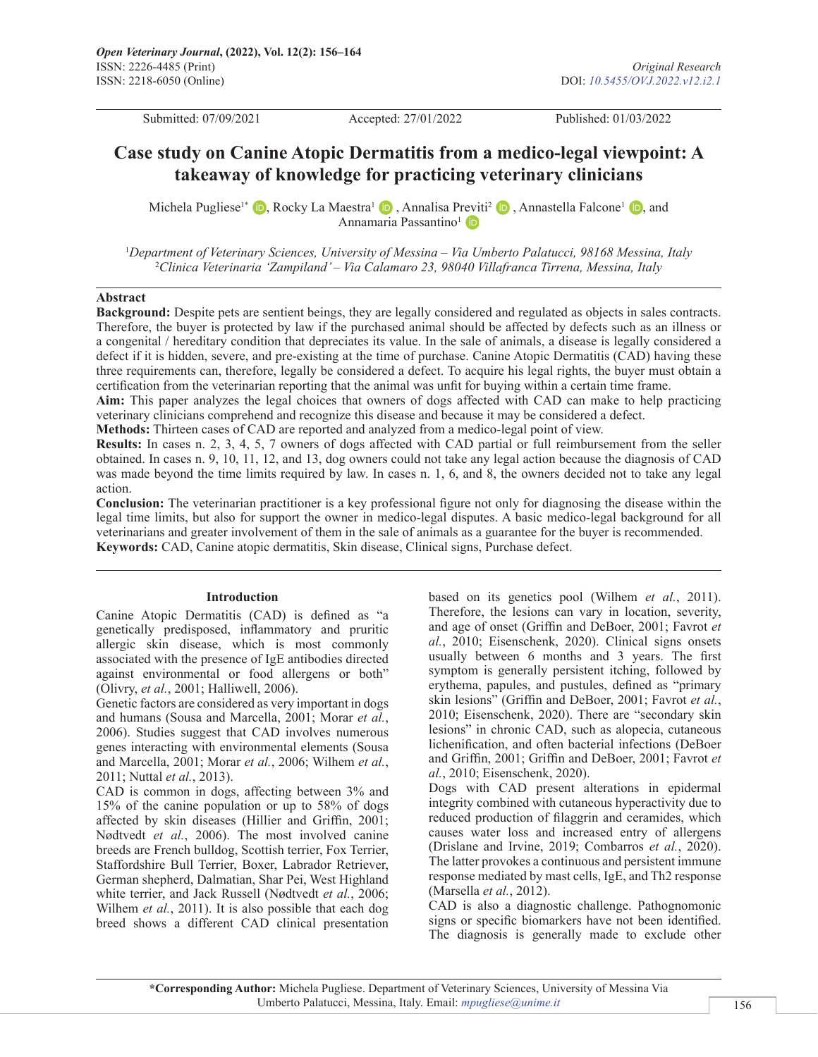Submitted: 07/09/2021 Accepted: 27/01/2022 Published: 01/03/2022

# Case study on Canine Atopic Dermatitis from a medico-legal viewpoint: A takeaway of knowledge for practicing veterinary clinicians

Michela Pugliese[1*], Rocky La Maestra[1], Annalisa Previti[2], Annastella Falcone[1], and Annamaria Passantino[1]

[1]*Department of Veterinary Sciences, University of Messina – Via Umberto Palatucci, 98168 Messina, Italy*
[2]*Clinica Veterinaria 'Zampiland' – Via Calamaro 23, 98040 Villafranca Tirrena, Messina, Italy*

## Abstract

**Background:** Despite pets are sentient beings, they are legally considered and regulated as objects in sales contracts. Therefore, the buyer is protected by law if the purchased animal should be affected by defects such as an illness or a congenital / hereditary condition that depreciates its value. In the sale of animals, a disease is legally considered a defect if it is hidden, severe, and pre-existing at the time of purchase. Canine Atopic Dermatitis (CAD) having these three requirements can, therefore, legally be considered a defect. To acquire his legal rights, the buyer must obtain a certification from the veterinarian reporting that the animal was unfit for buying within a certain time frame.

**Aim:** This paper analyzes the legal choices that owners of dogs affected with CAD can make to help practicing veterinary clinicians comprehend and recognize this disease and because it may be considered a defect.

**Methods:** Thirteen cases of CAD are reported and analyzed from a medico-legal point of view.

**Results:** In cases n. 2, 3, 4, 5, 7 owners of dogs affected with CAD partial or full reimbursement from the seller obtained. In cases n. 9, 10, 11, 12, and 13, dog owners could not take any legal action because the diagnosis of CAD was made beyond the time limits required by law. In cases n. 1, 6, and 8, the owners decided not to take any legal action.

**Conclusion:** The veterinarian practitioner is a key professional figure not only for diagnosing the disease within the legal time limits, but also for support the owner in medico-legal disputes. A basic medico-legal background for all veterinarians and greater involvement of them in the sale of animals as a guarantee for the buyer is recommended.

**Keywords:** CAD, Canine atopic dermatitis, Skin disease, Clinical signs, Purchase defect.

## Introduction

Canine Atopic Dermatitis (CAD) is defined as "a genetically predisposed, inflammatory and pruritic allergic skin disease, which is most commonly associated with the presence of IgE antibodies directed against environmental or food allergens or both" (Olivry, *et al.*, 2001; Halliwell, 2006).

Genetic factors are considered as very important in dogs and humans (Sousa and Marcella, 2001; Morar *et al.*, 2006). Studies suggest that CAD involves numerous genes interacting with environmental elements (Sousa and Marcella, 2001; Morar *et al.*, 2006; Wilhem *et al.*, 2011; Nuttal *et al.*, 2013).

CAD is common in dogs, affecting between 3% and 15% of the canine population or up to 58% of dogs affected by skin diseases (Hillier and Griffin, 2001; Nødtvedt *et al.*, 2006). The most involved canine breeds are French bulldog, Scottish terrier, Fox Terrier, Staffordshire Bull Terrier, Boxer, Labrador Retriever, German shepherd, Dalmatian, Shar Pei, West Highland white terrier, and Jack Russell (Nødtvedt *et al.*, 2006; Wilhem *et al.*, 2011). It is also possible that each dog breed shows a different CAD clinical presentation based on its genetics pool (Wilhem *et al.*, 2011). Therefore, the lesions can vary in location, severity, and age of onset (Griffin and DeBoer, 2001; Favrot *et al.*, 2010; Eisenschenk, 2020). Clinical signs onsets usually between 6 months and 3 years. The first symptom is generally persistent itching, followed by erythema, papules, and pustules, defined as "primary skin lesions" (Griffin and DeBoer, 2001; Favrot *et al.*, 2010; Eisenschenk, 2020). There are "secondary skin lesions" in chronic CAD, such as alopecia, cutaneous lichenification, and often bacterial infections (DeBoer and Griffin, 2001; Griffin and DeBoer, 2001; Favrot *et al.*, 2010; Eisenschenk, 2020).

Dogs with CAD present alterations in epidermal integrity combined with cutaneous hyperactivity due to reduced production of filaggrin and ceramides, which causes water loss and increased entry of allergens (Drislane and Irvine, 2019; Combarros *et al.*, 2020). The latter provokes a continuous and persistent immune response mediated by mast cells, IgE, and Th2 response (Marsella *et al.*, 2012).

CAD is also a diagnostic challenge. Pathognomonic signs or specific biomarkers have not been identified. The diagnosis is generally made to exclude other

\*Corresponding Author: Michela Pugliese. Department of Veterinary Sciences, University of Messina Via Umberto Palatucci, Messina, Italy. Email: mpugliese@unime.it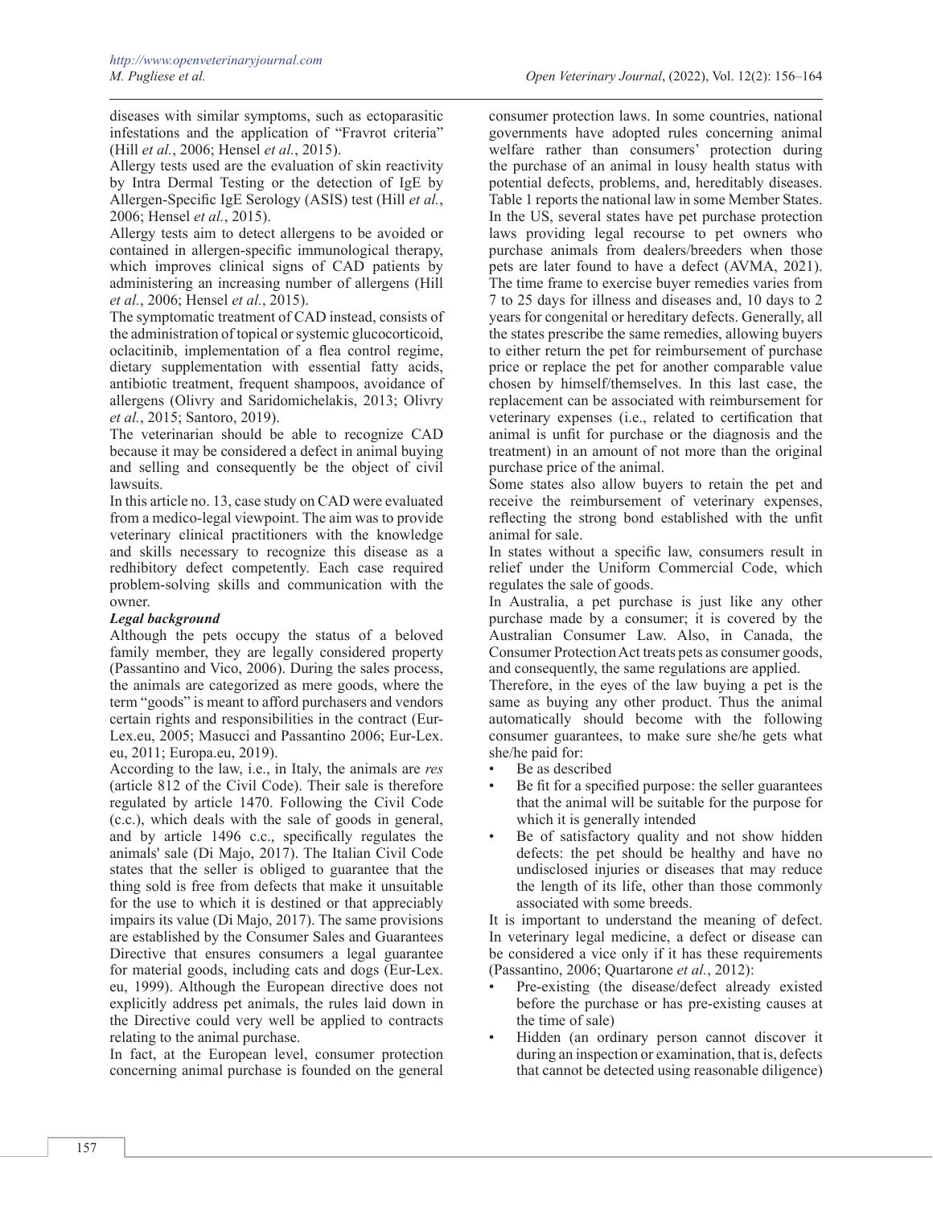diseases with similar symptoms, such as ectoparasitic infestations and the application of "Fravrot criteria" (Hill *et al.*, 2006; Hensel *et al.*, 2015).

Allergy tests used are the evaluation of skin reactivity by Intra Dermal Testing or the detection of IgE by Allergen-Specific IgE Serology (ASIS) test (Hill *et al.*, 2006; Hensel *et al.*, 2015).

Allergy tests aim to detect allergens to be avoided or contained in allergen-specific immunological therapy, which improves clinical signs of CAD patients by administering an increasing number of allergens (Hill *et al.*, 2006; Hensel *et al.*, 2015).

The symptomatic treatment of CAD instead, consists of the administration of topical or systemic glucocorticoid, oclacitinib, implementation of a flea control regime, dietary supplementation with essential fatty acids, antibiotic treatment, frequent shampoos, avoidance of allergens (Olivry and Saridomichelakis, 2013; Olivry *et al.*, 2015; Santoro, 2019).

The veterinarian should be able to recognize CAD because it may be considered a defect in animal buying and selling and consequently be the object of civil lawsuits.

In this article no. 13, case study on CAD were evaluated from a medico-legal viewpoint. The aim was to provide veterinary clinical practitioners with the knowledge and skills necessary to recognize this disease as a redhibitory defect competently. Each case required problem-solving skills and communication with the owner.

***Legal background***

Although the pets occupy the status of a beloved family member, they are legally considered property (Passantino and Vico, 2006). During the sales process, the animals are categorized as mere goods, where the term "goods" is meant to afford purchasers and vendors certain rights and responsibilities in the contract (Eur-Lex.eu, 2005; Masucci and Passantino 2006; Eur-Lex.eu, 2011; Europa.eu, 2019).

According to the law, i.e., in Italy, the animals are *res* (article 812 of the Civil Code). Their sale is therefore regulated by article 1470. Following the Civil Code (c.c.), which deals with the sale of goods in general, and by article 1496 c.c., specifically regulates the animals' sale (Di Majo, 2017). The Italian Civil Code states that the seller is obliged to guarantee that the thing sold is free from defects that make it unsuitable for the use to which it is destined or that appreciably impairs its value (Di Majo, 2017). The same provisions are established by the Consumer Sales and Guarantees Directive that ensures consumers a legal guarantee for material goods, including cats and dogs (Eur-Lex.eu, 1999). Although the European directive does not explicitly address pet animals, the rules laid down in the Directive could very well be applied to contracts relating to the animal purchase.

In fact, at the European level, consumer protection concerning animal purchase is founded on the general consumer protection laws. In some countries, national governments have adopted rules concerning animal welfare rather than consumers' protection during the purchase of an animal in lousy health status with potential defects, problems, and, hereditably diseases. Table 1 reports the national law in some Member States. In the US, several states have pet purchase protection laws providing legal recourse to pet owners who purchase animals from dealers/breeders when those pets are later found to have a defect (AVMA, 2021). The time frame to exercise buyer remedies varies from 7 to 25 days for illness and diseases and, 10 days to 2 years for congenital or hereditary defects. Generally, all the states prescribe the same remedies, allowing buyers to either return the pet for reimbursement of purchase price or replace the pet for another comparable value chosen by himself/themselves. In this last case, the replacement can be associated with reimbursement for veterinary expenses (i.e., related to certification that animal is unfit for purchase or the diagnosis and the treatment) in an amount of not more than the original purchase price of the animal.

Some states also allow buyers to retain the pet and receive the reimbursement of veterinary expenses, reflecting the strong bond established with the unfit animal for sale.

In states without a specific law, consumers result in relief under the Uniform Commercial Code, which regulates the sale of goods.

In Australia, a pet purchase is just like any other purchase made by a consumer; it is covered by the Australian Consumer Law. Also, in Canada, the Consumer Protection Act treats pets as consumer goods, and consequently, the same regulations are applied.

Therefore, in the eyes of the law buying a pet is the same as buying any other product. Thus the animal automatically should become with the following consumer guarantees, to make sure she/he gets what she/he paid for:

- Be as described
- Be fit for a specified purpose: the seller guarantees that the animal will be suitable for the purpose for which it is generally intended
- Be of satisfactory quality and not show hidden defects: the pet should be healthy and have no undisclosed injuries or diseases that may reduce the length of its life, other than those commonly associated with some breeds.

It is important to understand the meaning of defect. In veterinary legal medicine, a defect or disease can be considered a vice only if it has these requirements (Passantino, 2006; Quartarone *et al.*, 2012):

- Pre-existing (the disease/defect already existed before the purchase or has pre-existing causes at the time of sale)
- Hidden (an ordinary person cannot discover it during an inspection or examination, that is, defects that cannot be detected using reasonable diligence)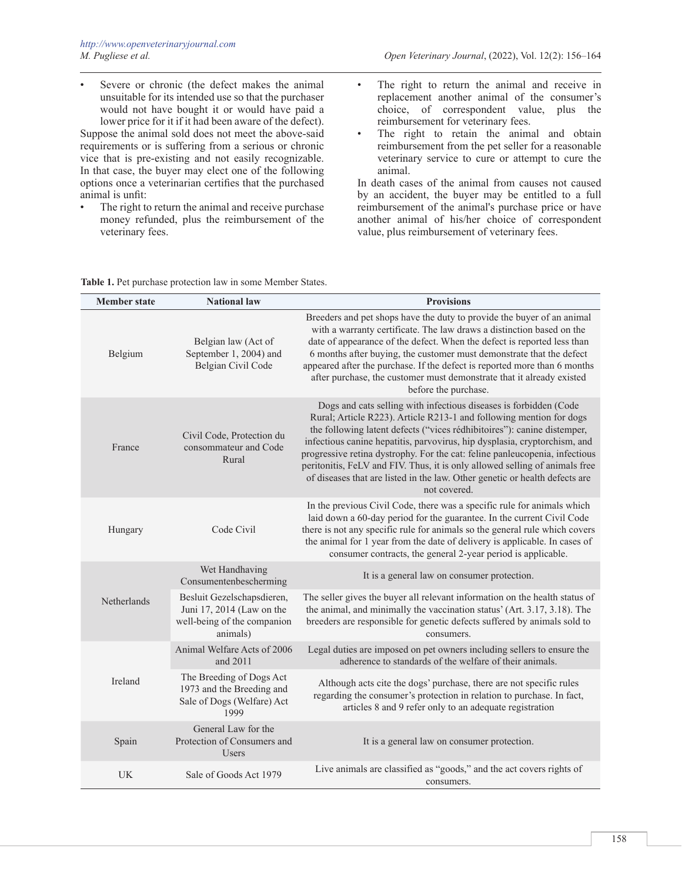- Severe or chronic (the defect makes the animal unsuitable for its intended use so that the purchaser would not have bought it or would have paid a lower price for it if it had been aware of the defect).

Suppose the animal sold does not meet the above-said requirements or is suffering from a serious or chronic vice that is pre-existing and not easily recognizable. In that case, the buyer may elect one of the following options once a veterinarian certifies that the purchased animal is unfit:

- The right to return the animal and receive purchase money refunded, plus the reimbursement of the veterinary fees.
- The right to return the animal and receive in replacement another animal of the consumer's choice, of correspondent value, plus the reimbursement for veterinary fees.
- The right to retain the animal and obtain reimbursement from the pet seller for a reasonable veterinary service to cure or attempt to cure the animal.

In death cases of the animal from causes not caused by an accident, the buyer may be entitled to a full reimbursement of the animal's purchase price or have another animal of his/her choice of correspondent value, plus reimbursement of veterinary fees.

**Table 1.** Pet purchase protection law in some Member States.

| Member state | National law | Provisions |
|---|---|---|
| Belgium | Belgian law (Act of September 1, 2004) and Belgian Civil Code | Breeders and pet shops have the duty to provide the buyer of an animal with a warranty certificate. The law draws a distinction based on the date of appearance of the defect. When the defect is reported less than 6 months after buying, the customer must demonstrate that the defect appeared after the purchase. If the defect is reported more than 6 months after purchase, the customer must demonstrate that it already existed before the purchase. |
| France | Civil Code, Protection du consommateur and Code Rural | Dogs and cats selling with infectious diseases is forbidden (Code Rural; Article R223). Article R213-1 and following mention for dogs the following latent defects ("vices rédhibitoires"): canine distemper, infectious canine hepatitis, parvovirus, hip dysplasia, cryptorchism, and progressive retina dystrophy. For the cat: feline panleucopenia, infectious peritonitis, FeLV and FIV. Thus, it is only allowed selling of animals free of diseases that are listed in the law. Other genetic or health defects are not covered. |
| Hungary | Code Civil | In the previous Civil Code, there was a specific rule for animals which laid down a 60-day period for the guarantee. In the current Civil Code there is not any specific rule for animals so the general rule which covers the animal for 1 year from the date of delivery is applicable. In cases of consumer contracts, the general 2-year period is applicable. |
| Netherlands | Wet Handhaving Consumentenbescherming | It is a general law on consumer protection. |
| | Besluit Gezelschapsdieren, Juni 17, 2014 (Law on the well-being of the companion animals) | The seller gives the buyer all relevant information on the health status of the animal, and minimally the vaccination status' (Art. 3.17, 3.18). The breeders are responsible for genetic defects suffered by animals sold to consumers. |
| Ireland | Animal Welfare Acts of 2006 and 2011 | Legal duties are imposed on pet owners including sellers to ensure the adherence to standards of the welfare of their animals. |
| | The Breeding of Dogs Act 1973 and the Breeding and Sale of Dogs (Welfare) Act 1999 | Although acts cite the dogs' purchase, there are not specific rules regarding the consumer's protection in relation to purchase. In fact, articles 8 and 9 refer only to an adequate registration |
| Spain | General Law for the Protection of Consumers and Users | It is a general law on consumer protection. |
| UK | Sale of Goods Act 1979 | Live animals are classified as "goods," and the act covers rights of consumers. |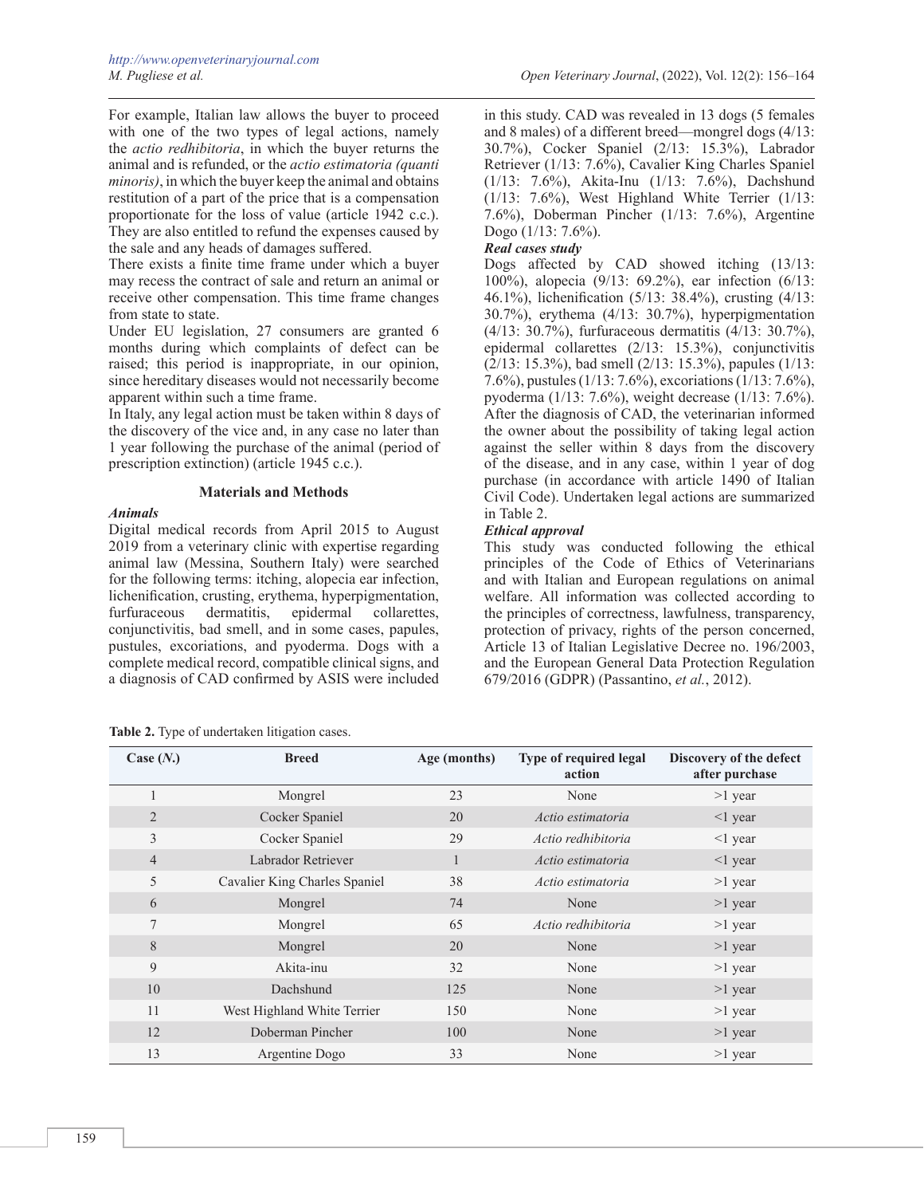For example, Italian law allows the buyer to proceed with one of the two types of legal actions, namely the *actio redhibitoria*, in which the buyer returns the animal and is refunded, or the *actio estimatoria (quanti minoris)*, in which the buyer keep the animal and obtains restitution of a part of the price that is a compensation proportionate for the loss of value (article 1942 c.c.). They are also entitled to refund the expenses caused by the sale and any heads of damages suffered.

There exists a finite time frame under which a buyer may recess the contract of sale and return an animal or receive other compensation. This time frame changes from state to state.

Under EU legislation, 27 consumers are granted 6 months during which complaints of defect can be raised; this period is inappropriate, in our opinion, since hereditary diseases would not necessarily become apparent within such a time frame.

In Italy, any legal action must be taken within 8 days of the discovery of the vice and, in any case no later than 1 year following the purchase of the animal (period of prescription extinction) (article 1945 c.c.).

## Materials and Methods

### *Animals*

Digital medical records from April 2015 to August 2019 from a veterinary clinic with expertise regarding animal law (Messina, Southern Italy) were searched for the following terms: itching, alopecia ear infection, lichenification, crusting, erythema, hyperpigmentation, furfuraceous dermatitis, epidermal collarettes, conjunctivitis, bad smell, and in some cases, papules, pustules, excoriations, and pyoderma. Dogs with a complete medical record, compatible clinical signs, and a diagnosis of CAD confirmed by ASIS were included in this study. CAD was revealed in 13 dogs (5 females and 8 males) of a different breed—mongrel dogs (4/13: 30.7%), Cocker Spaniel (2/13: 15.3%), Labrador Retriever (1/13: 7.6%), Cavalier King Charles Spaniel (1/13: 7.6%), Akita-Inu (1/13: 7.6%), Dachshund (1/13: 7.6%), West Highland White Terrier (1/13: 7.6%), Doberman Pincher (1/13: 7.6%), Argentine Dogo (1/13: 7.6%).

### *Real cases study*

Dogs affected by CAD showed itching (13/13: 100%), alopecia (9/13: 69.2%), ear infection (6/13: 46.1%), lichenification (5/13: 38.4%), crusting (4/13: 30.7%), erythema (4/13: 30.7%), hyperpigmentation (4/13: 30.7%), furfuraceous dermatitis (4/13: 30.7%), epidermal collarettes (2/13: 15.3%), conjunctivitis (2/13: 15.3%), bad smell (2/13: 15.3%), papules (1/13: 7.6%), pustules (1/13: 7.6%), excoriations (1/13: 7.6%), pyoderma (1/13: 7.6%), weight decrease (1/13: 7.6%). After the diagnosis of CAD, the veterinarian informed the owner about the possibility of taking legal action against the seller within 8 days from the discovery of the disease, and in any case, within 1 year of dog purchase (in accordance with article 1490 of Italian Civil Code). Undertaken legal actions are summarized in Table 2.

### *Ethical approval*

This study was conducted following the ethical principles of the Code of Ethics of Veterinarians and with Italian and European regulations on animal welfare. All information was collected according to the principles of correctness, lawfulness, transparency, protection of privacy, rights of the person concerned, Article 13 of Italian Legislative Decree no. 196/2003, and the European General Data Protection Regulation 679/2016 (GDPR) (Passantino, *et al.*, 2012).

**Table 2.** Type of undertaken litigation cases.

| Case (*N.*) | Breed | Age (months) | Type of required legal action | Discovery of the defect after purchase |
|---|---|---|---|---|
| 1 | Mongrel | 23 | None | >1 year |
| 2 | Cocker Spaniel | 20 | *Actio estimatoria* | <1 year |
| 3 | Cocker Spaniel | 29 | *Actio redhibitoria* | <1 year |
| 4 | Labrador Retriever | 1 | *Actio estimatoria* | <1 year |
| 5 | Cavalier King Charles Spaniel | 38 | *Actio estimatoria* | >1 year |
| 6 | Mongrel | 74 | None | >1 year |
| 7 | Mongrel | 65 | *Actio redhibitoria* | >1 year |
| 8 | Mongrel | 20 | None | >1 year |
| 9 | Akita-inu | 32 | None | >1 year |
| 10 | Dachshund | 125 | None | >1 year |
| 11 | West Highland White Terrier | 150 | None | >1 year |
| 12 | Doberman Pincher | 100 | None | >1 year |
| 13 | Argentine Dogo | 33 | None | >1 year |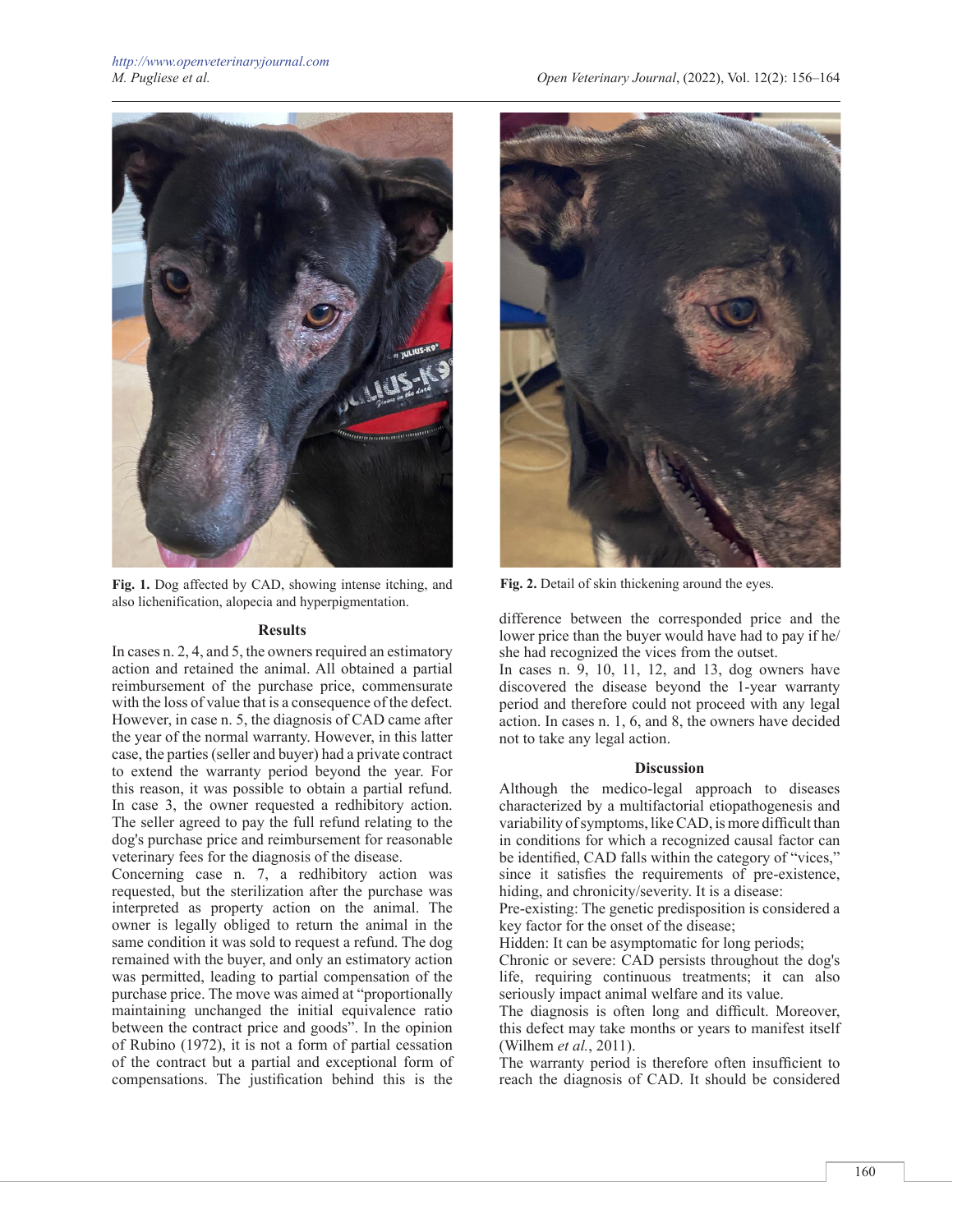Fig. 1. Dog affected by CAD, showing intense itching, and also lichenification, alopecia and hyperpigmentation.

Fig. 2. Detail of skin thickening around the eyes.

### Results

In cases n. 2, 4, and 5, the owners required an estimatory action and retained the animal. All obtained a partial reimbursement of the purchase price, commensurate with the loss of value that is a consequence of the defect. However, in case n. 5, the diagnosis of CAD came after the year of the normal warranty. However, in this latter case, the parties (seller and buyer) had a private contract to extend the warranty period beyond the year. For this reason, it was possible to obtain a partial refund.

In case 3, the owner requested a redhibitory action. The seller agreed to pay the full refund relating to the dog's purchase price and reimbursement for reasonable veterinary fees for the diagnosis of the disease.

Concerning case n. 7, a redhibitory action was requested, but the sterilization after the purchase was interpreted as property action on the animal. The owner is legally obliged to return the animal in the same condition it was sold to request a refund. The dog remained with the buyer, and only an estimatory action was permitted, leading to partial compensation of the purchase price. The move was aimed at "proportionally maintaining unchanged the initial equivalence ratio between the contract price and goods". In the opinion of Rubino (1972), it is not a form of partial cessation of the contract but a partial and exceptional form of compensations. The justification behind this is the difference between the corresponded price and the lower price than the buyer would have had to pay if he/she had recognized the vices from the outset.

In cases n. 9, 10, 11, 12, and 13, dog owners have discovered the disease beyond the 1-year warranty period and therefore could not proceed with any legal action. In cases n. 1, 6, and 8, the owners have decided not to take any legal action.

### Discussion

Although the medico-legal approach to diseases characterized by a multifactorial etiopathogenesis and variability of symptoms, like CAD, is more difficult than in conditions for which a recognized causal factor can be identified, CAD falls within the category of "vices," since it satisfies the requirements of pre-existence, hiding, and chronicity/severity. It is a disease:

Pre-existing: The genetic predisposition is considered a key factor for the onset of the disease;

Hidden: It can be asymptomatic for long periods;

Chronic or severe: CAD persists throughout the dog's life, requiring continuous treatments; it can also seriously impact animal welfare and its value.

The diagnosis is often long and difficult. Moreover, this defect may take months or years to manifest itself (Wilhem *et al.*, 2011).

The warranty period is therefore often insufficient to reach the diagnosis of CAD. It should be considered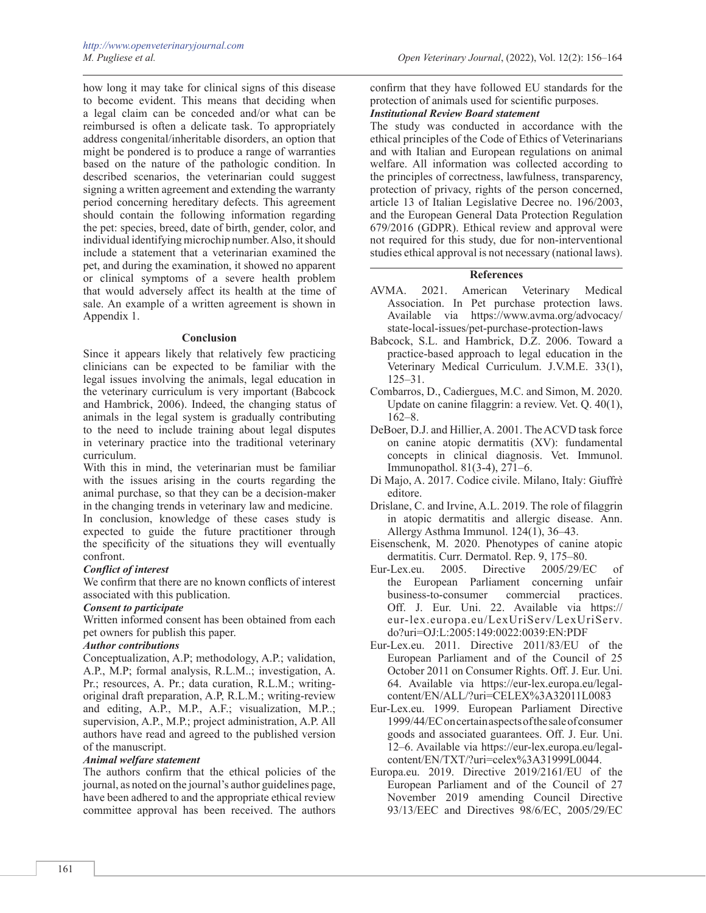how long it may take for clinical signs of this disease to become evident. This means that deciding when a legal claim can be conceded and/or what can be reimbursed is often a delicate task. To appropriately address congenital/inheritable disorders, an option that might be pondered is to produce a range of warranties based on the nature of the pathologic condition. In described scenarios, the veterinarian could suggest signing a written agreement and extending the warranty period concerning hereditary defects. This agreement should contain the following information regarding the pet: species, breed, date of birth, gender, color, and individual identifying microchip number. Also, it should include a statement that a veterinarian examined the pet, and during the examination, it showed no apparent or clinical symptoms of a severe health problem that would adversely affect its health at the time of sale. An example of a written agreement is shown in Appendix 1.

## Conclusion

Since it appears likely that relatively few practicing clinicians can be expected to be familiar with the legal issues involving the animals, legal education in the veterinary curriculum is very important (Babcock and Hambrick, 2006). Indeed, the changing status of animals in the legal system is gradually contributing to the need to include training about legal disputes in veterinary practice into the traditional veterinary curriculum.

With this in mind, the veterinarian must be familiar with the issues arising in the courts regarding the animal purchase, so that they can be a decision-maker in the changing trends in veterinary law and medicine.

In conclusion, knowledge of these cases study is expected to guide the future practitioner through the specificity of the situations they will eventually confront.

***Conflict of interest***

We confirm that there are no known conflicts of interest associated with this publication.

***Consent to participate***

Written informed consent has been obtained from each pet owners for publish this paper.

***Author contributions***

Conceptualization, A.P; methodology, A.P.; validation, A.P., M.P; formal analysis, R.L.M..; investigation, A. Pr.; resources, A. Pr.; data curation, R.L.M.; writing-original draft preparation, A.P, R.L.M.; writing-review and editing, A.P., M.P., A.F.; visualization, M.P..; supervision, A.P., M.P.; project administration, A.P. All authors have read and agreed to the published version of the manuscript.

***Animal welfare statement***

The authors confirm that the ethical policies of the journal, as noted on the journal's author guidelines page, have been adhered to and the appropriate ethical review committee approval has been received. The authors confirm that they have followed EU standards for the protection of animals used for scientific purposes.

***Institutional Review Board statement***

The study was conducted in accordance with the ethical principles of the Code of Ethics of Veterinarians and with Italian and European regulations on animal welfare. All information was collected according to the principles of correctness, lawfulness, transparency, protection of privacy, rights of the person concerned, article 13 of Italian Legislative Decree no. 196/2003, and the European General Data Protection Regulation 679/2016 (GDPR). Ethical review and approval were not required for this study, due for non-interventional studies ethical approval is not necessary (national laws).

## References

AVMA. 2021. American Veterinary Medical Association. In Pet purchase protection laws. Available via https://www.avma.org/advocacy/state-local-issues/pet-purchase-protection-laws

Babcock, S.L. and Hambrick, D.Z. 2006. Toward a practice-based approach to legal education in the Veterinary Medical Curriculum. J.V.M.E. 33(1), 125–31.

Combarros, D., Cadiergues, M.C. and Simon, M. 2020. Update on canine filaggrin: a review. Vet. Q. 40(1), 162–8.

DeBoer, D.J. and Hillier, A. 2001. The ACVD task force on canine atopic dermatitis (XV): fundamental concepts in clinical diagnosis. Vet. Immunol. Immunopathol. 81(3-4), 271–6.

Di Majo, A. 2017. Codice civile. Milano, Italy: Giuffrè editore.

Drislane, C. and Irvine, A.L. 2019. The role of filaggrin in atopic dermatitis and allergic disease. Ann. Allergy Asthma Immunol. 124(1), 36–43.

Eisenschenk, M. 2020. Phenotypes of canine atopic dermatitis. Curr. Dermatol. Rep. 9, 175–80.

Eur-Lex.eu. 2005. Directive 2005/29/EC of the European Parliament concerning unfair business-to-consumer commercial practices. Off. J. Eur. Uni. 22. Available via https://eur-lex.europa.eu/LexUriServ/LexUriServ.do?uri=OJ:L:2005:149:0022:0039:EN:PDF

Eur-Lex.eu. 2011. Directive 2011/83/EU of the European Parliament and of the Council of 25 October 2011 on Consumer Rights. Off. J. Eur. Uni. 64. Available via https://eur-lex.europa.eu/legal-content/EN/ALL/?uri=CELEX%3A32011L0083

Eur-Lex.eu. 1999. European Parliament Directive 1999/44/EC on certain aspects of the sale of consumer goods and associated guarantees. Off. J. Eur. Uni. 12–6. Available via https://eur-lex.europa.eu/legal-content/EN/TXT/?uri=celex%3A31999L0044.

Europa.eu. 2019. Directive 2019/2161/EU of the European Parliament and of the Council of 27 November 2019 amending Council Directive 93/13/EEC and Directives 98/6/EC, 2005/29/EC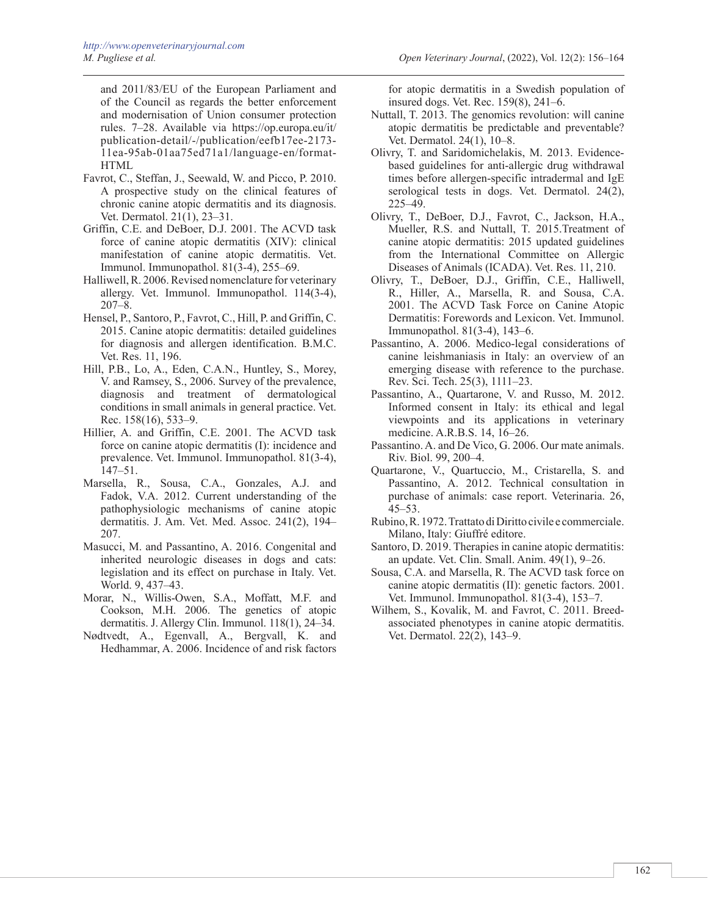and 2011/83/EU of the European Parliament and of the Council as regards the better enforcement and modernisation of Union consumer protection rules. 7–28. Available via https://op.europa.eu/it/publication-detail/-/publication/eefb17ee-2173-11ea-95ab-01aa75ed71a1/language-en/format-HTML

Favrot, C., Steffan, J., Seewald, W. and Picco, P. 2010. A prospective study on the clinical features of chronic canine atopic dermatitis and its diagnosis. Vet. Dermatol. 21(1), 23–31.

Griffin, C.E. and DeBoer, D.J. 2001. The ACVD task force of canine atopic dermatitis (XIV): clinical manifestation of canine atopic dermatitis. Vet. Immunol. Immunopathol. 81(3-4), 255–69.

Halliwell, R. 2006. Revised nomenclature for veterinary allergy. Vet. Immunol. Immunopathol. 114(3-4), 207–8.

Hensel, P., Santoro, P., Favrot, C., Hill, P. and Griffin, C. 2015. Canine atopic dermatitis: detailed guidelines for diagnosis and allergen identification. B.M.C. Vet. Res. 11, 196.

Hill, P.B., Lo, A., Eden, C.A.N., Huntley, S., Morey, V. and Ramsey, S., 2006. Survey of the prevalence, diagnosis and treatment of dermatological conditions in small animals in general practice. Vet. Rec. 158(16), 533–9.

Hillier, A. and Griffin, C.E. 2001. The ACVD task force on canine atopic dermatitis (I): incidence and prevalence. Vet. Immunol. Immunopathol. 81(3-4), 147–51.

Marsella, R., Sousa, C.A., Gonzales, A.J. and Fadok, V.A. 2012. Current understanding of the pathophysiologic mechanisms of canine atopic dermatitis. J. Am. Vet. Med. Assoc. 241(2), 194–207.

Masucci, M. and Passantino, A. 2016. Congenital and inherited neurologic diseases in dogs and cats: legislation and its effect on purchase in Italy. Vet. World. 9, 437–43.

Morar, N., Willis-Owen, S.A., Moffatt, M.F. and Cookson, M.H. 2006. The genetics of atopic dermatitis. J. Allergy Clin. Immunol. 118(1), 24–34.

Nødtvedt, A., Egenvall, A., Bergvall, K. and Hedhammar, A. 2006. Incidence of and risk factors for atopic dermatitis in a Swedish population of insured dogs. Vet. Rec. 159(8), 241–6.

Nuttall, T. 2013. The genomics revolution: will canine atopic dermatitis be predictable and preventable? Vet. Dermatol. 24(1), 10–8.

Olivry, T. and Saridomichelakis, M. 2013. Evidence-based guidelines for anti-allergic drug withdrawal times before allergen-specific intradermal and IgE serological tests in dogs. Vet. Dermatol. 24(2), 225–49.

Olivry, T., DeBoer, D.J., Favrot, C., Jackson, H.A., Mueller, R.S. and Nuttall, T. 2015.Treatment of canine atopic dermatitis: 2015 updated guidelines from the International Committee on Allergic Diseases of Animals (ICADA). Vet. Res. 11, 210.

Olivry, T., DeBoer, D.J., Griffin, C.E., Halliwell, R., Hiller, A., Marsella, R. and Sousa, C.A. 2001. The ACVD Task Force on Canine Atopic Dermatitis: Forewords and Lexicon. Vet. Immunol. Immunopathol. 81(3-4), 143–6.

Passantino, A. 2006. Medico-legal considerations of canine leishmaniasis in Italy: an overview of an emerging disease with reference to the purchase. Rev. Sci. Tech. 25(3), 1111–23.

Passantino, A., Quartarone, V. and Russo, M. 2012. Informed consent in Italy: its ethical and legal viewpoints and its applications in veterinary medicine. A.R.B.S. 14, 16–26.

Passantino. A. and De Vico, G. 2006. Our mate animals. Riv. Biol. 99, 200–4.

Quartarone, V., Quartuccio, M., Cristarella, S. and Passantino, A. 2012. Technical consultation in purchase of animals: case report. Veterinaria. 26, 45–53.

Rubino, R. 1972. Trattato di Diritto civile e commerciale. Milano, Italy: Giuffré editore.

Santoro, D. 2019. Therapies in canine atopic dermatitis: an update. Vet. Clin. Small. Anim. 49(1), 9–26.

Sousa, C.A. and Marsella, R. The ACVD task force on canine atopic dermatitis (II): genetic factors. 2001. Vet. Immunol. Immunopathol. 81(3-4), 153–7.

Wilhem, S., Kovalik, M. and Favrot, C. 2011. Breed-associated phenotypes in canine atopic dermatitis. Vet. Dermatol. 22(2), 143–9.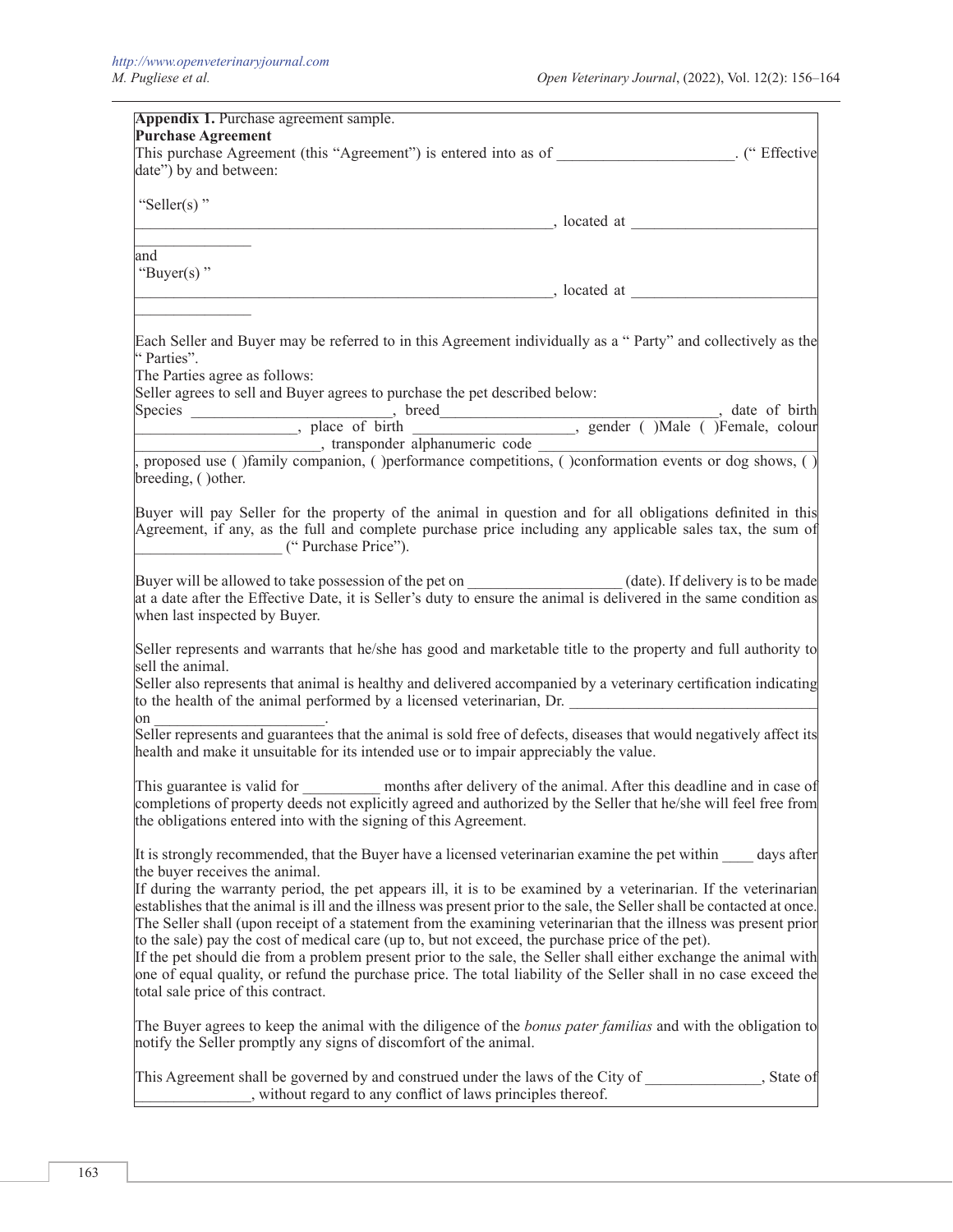**Appendix 1.** Purchase agreement sample.

**Purchase Agreement**

This purchase Agreement (this "Agreement") is entered into as of ______________________. (" Effective date") by and between:

"Seller(s) "

____________________________________________________, located at ________________________

_______________

and

"Buyer(s) "

____________________________________________________, located at ________________________

_______________

Each Seller and Buyer may be referred to in this Agreement individually as a " Party" and collectively as the " Parties".

The Parties agree as follows:

Seller agrees to sell and Buyer agrees to purchase the pet described below:

Species __________________________, breed___________________________________, date of birth ____________________, place of birth ____________________, gender ( )Male ( )Female, colour ______________________, transponder alphanumeric code _______________________________, proposed use ( )family companion, ( )performance competitions, ( )conformation events or dog shows, ( ) breeding, ( )other.

Buyer will pay Seller for the property of the animal in question and for all obligations definited in this Agreement, if any, as the full and complete purchase price including any applicable sales tax, the sum of __________________ (" Purchase Price").

Buyer will be allowed to take possession of the pet on ___________________ (date). If delivery is to be made at a date after the Effective Date, it is Seller's duty to ensure the animal is delivered in the same condition as when last inspected by Buyer.

Seller represents and warrants that he/she has good and marketable title to the property and full authority to sell the animal.

Seller also represents that animal is healthy and delivered accompanied by a veterinary certification indicating to the health of the animal performed by a licensed veterinarian, Dr. _______________________________ on ______________________.

Seller represents and guarantees that the animal is sold free of defects, diseases that would negatively affect its health and make it unsuitable for its intended use or to impair appreciably the value.

This guarantee is valid for __________ months after delivery of the animal. After this deadline and in case of completions of property deeds not explicitly agreed and authorized by the Seller that he/she will feel free from the obligations entered into with the signing of this Agreement.

It is strongly recommended, that the Buyer have a licensed veterinarian examine the pet within ____ days after the buyer receives the animal.

If during the warranty period, the pet appears ill, it is to be examined by a veterinarian. If the veterinarian establishes that the animal is ill and the illness was present prior to the sale, the Seller shall be contacted at once. The Seller shall (upon receipt of a statement from the examining veterinarian that the illness was present prior to the sale) pay the cost of medical care (up to, but not exceed, the purchase price of the pet).

If the pet should die from a problem present prior to the sale, the Seller shall either exchange the animal with one of equal quality, or refund the purchase price. The total liability of the Seller shall in no case exceed the total sale price of this contract.

The Buyer agrees to keep the animal with the diligence of the *bonus pater familias* and with the obligation to notify the Seller promptly any signs of discomfort of the animal.

This Agreement shall be governed by and construed under the laws of the City of ______________, State of ______________, without regard to any conflict of laws principles thereof.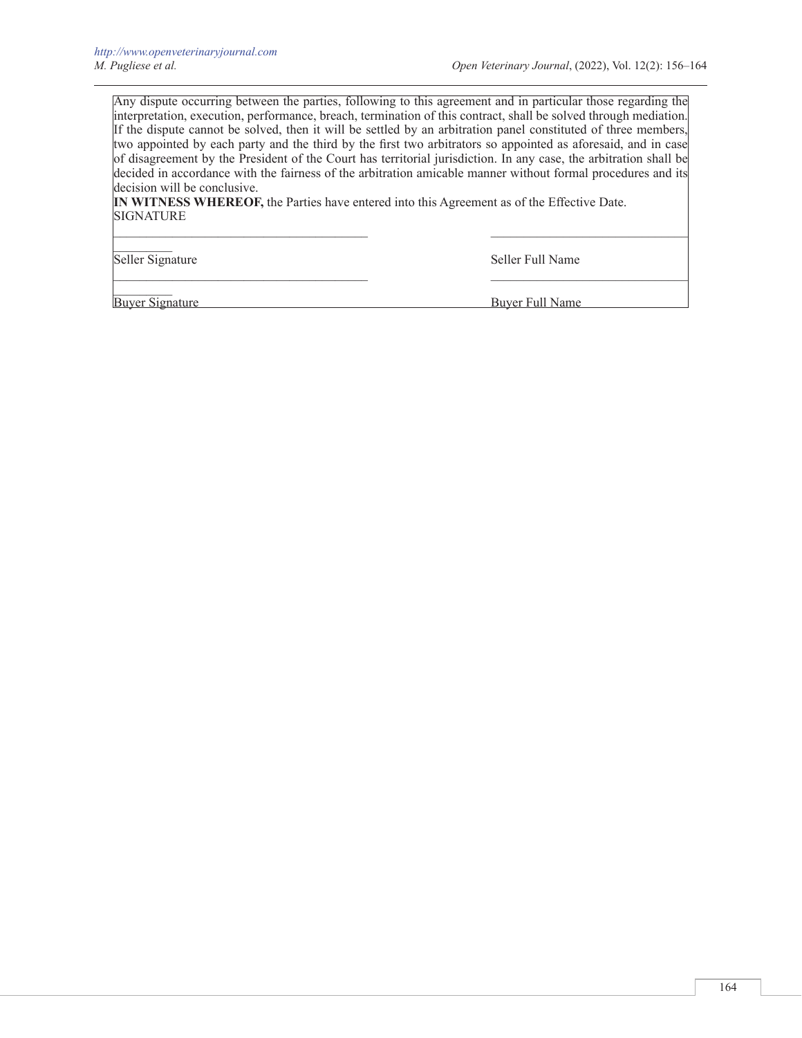Any dispute occurring between the parties, following to this agreement and in particular those regarding the interpretation, execution, performance, breach, termination of this contract, shall be solved through mediation. If the dispute cannot be solved, then it will be settled by an arbitration panel constituted of three members, two appointed by each party and the third by the first two arbitrators so appointed as aforesaid, and in case of disagreement by the President of the Court has territorial jurisdiction. In any case, the arbitration shall be decided in accordance with the fairness of the arbitration amicable manner without formal procedures and its decision will be conclusive.

**IN WITNESS WHEREOF,** the Parties have entered into this Agreement as of the Effective Date.

SIGNATURE

| | |
|---|---|
| ______________________________ | ______________________________ |
| Seller Signature | Seller Full Name |
| ______________________________ | ______________________________ |
| Buyer Signature | Buyer Full Name |